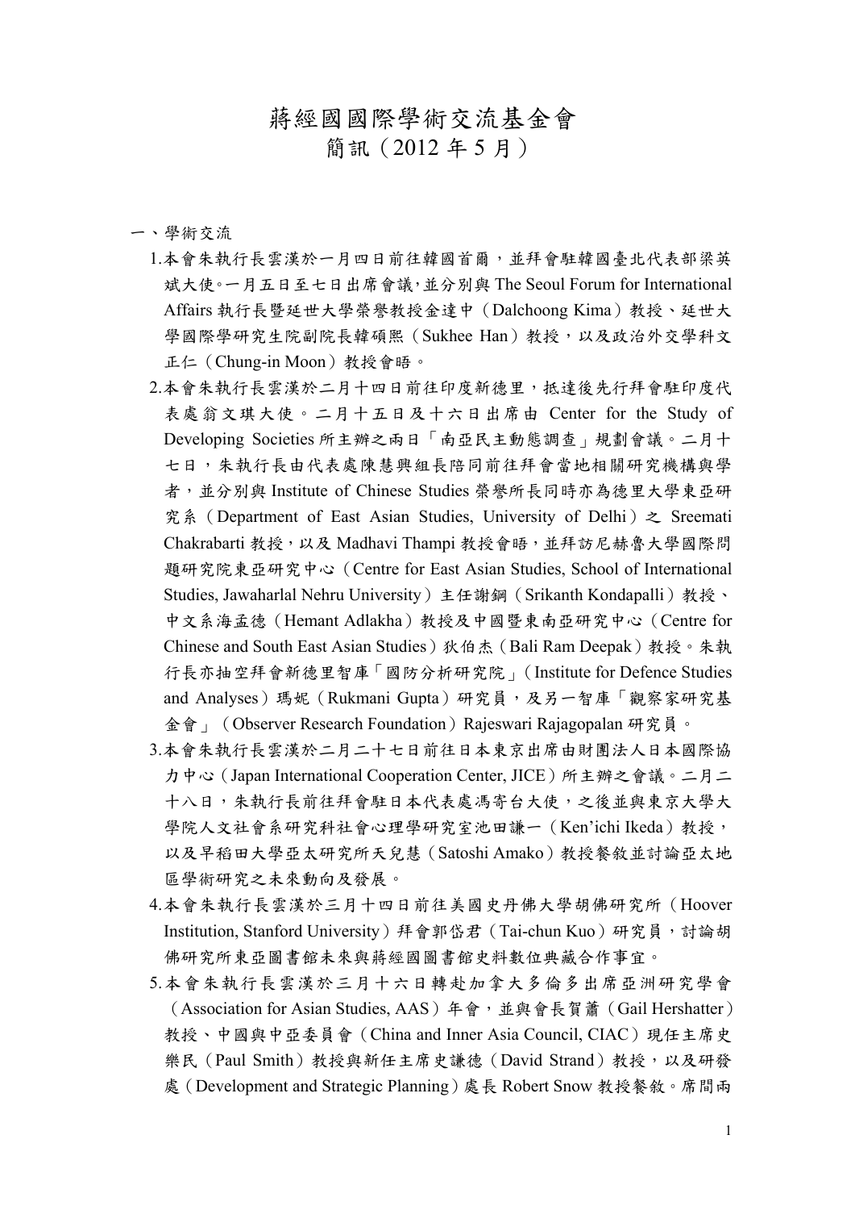# 蔣經國國際學術交流基金會
## 簡訊（2012 年 5 月）

一、學術交流

1. 本會朱執行長雲漢於一月四日前往韓國首爾，並拜會駐韓國臺北代表部梁英斌大使。一月五日至七日出席會議，並分別與 The Seoul Forum for International Affairs 執行長暨延世大學榮譽教授金達中（Dalchoong Kima）教授、延世大學國際學研究生院副院長韓碩熙（Sukhee Han）教授，以及政治外交學科文正仁（Chung-in Moon）教授會晤。
2. 本會朱執行長雲漢於二月十四日前往印度新德里，抵達後先行拜會駐印度代表處翁文祺大使。二月十五日及十六日出席由 Center for the Study of Developing Societies 所主辦之兩日「南亞民主動態調查」規劃會議。二月十七日，朱執行長由代表處陳慧興組長陪同前往拜會當地相關研究機構與學者，並分別與 Institute of Chinese Studies 榮譽所長同時亦為德里大學東亞研究系（Department of East Asian Studies, University of Delhi）之 Sreemati Chakrabarti 教授，以及 Madhavi Thampi 教授會晤，並拜訪尼赫魯大學國際問題研究院東亞研究中心（Centre for East Asian Studies, School of International Studies, Jawaharlal Nehru University）主任謝鋼（Srikanth Kondapalli）教授、中文系海孟德（Hemant Adlakha）教授及中國暨東南亞研究中心（Centre for Chinese and South East Asian Studies）狄伯杰（Bali Ram Deepak）教授。朱執行長亦抽空拜會新德里智庫「國防分析研究院」（Institute for Defence Studies and Analyses）瑪妮（Rukmani Gupta）研究員，及另一智庫「觀察家研究基金會」（Observer Research Foundation）Rajeswari Rajagopalan 研究員。
3. 本會朱執行長雲漢於二月二十七日前往日本東京出席由財團法人日本國際協力中心（Japan International Cooperation Center, JICE）所主辦之會議。二月二十八日，朱執行長前往拜會駐日本代表處馮寄台大使，之後並與東京大學大學院人文社會系研究科社會心理學研究室池田謙一（Ken'ichi Ikeda）教授，以及早稻田大學亞太研究所天兒慧（Satoshi Amako）教授餐敘並討論亞太地區學術研究之未來動向及發展。
4. 本會朱執行長雲漢於三月十四日前往美國史丹佛大學胡佛研究所（Hoover Institution, Stanford University）拜會郭岱君（Tai-chun Kuo）研究員，討論胡佛研究所東亞圖書館未來與蔣經國圖書館史料數位典藏合作事宜。
5. 本會朱執行長雲漢於三月十六日轉赴加拿大多倫多出席亞洲研究學會（Association for Asian Studies, AAS）年會，並與會長賀蕭（Gail Hershatter）教授、中國與中亞委員會（China and Inner Asia Council, CIAC）現任主席史樂民（Paul Smith）教授與新任主席史謙德（David Strand）教授，以及研發處（Development and Strategic Planning）處長 Robert Snow 教授餐敘。席間兩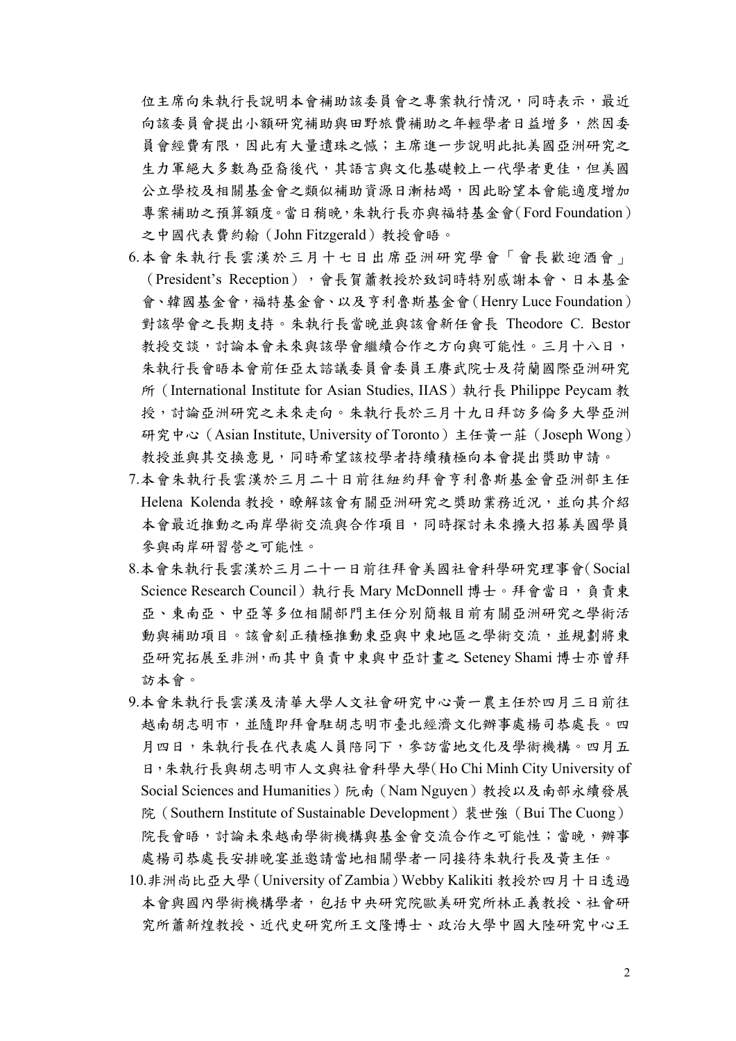位主席向朱執行長說明本會補助該委員會之專案執行情況，同時表示，最近向該委員會提出小額研究補助與田野旅費補助之年輕學者日益增多，然因委員會經費有限，因此有大量遺珠之憾；主席進一步說明此批美國亞洲研究之生力軍絕大多數為亞裔後代，其語言與文化基礎較上一代學者更佳，但美國公立學校及相關基金會之類似補助資源日漸枯竭，因此盼望本會能適度增加專案補助之預算額度。當日稍晚，朱執行長亦與福特基金會（Ford Foundation）之中國代表費約翰（John Fitzgerald）教授會晤。

6. 本會朱執行長雲漢於三月十七日出席亞洲研究學會「會長歡迎酒會」（President's Reception），會長賀蕭教授於致詞時特別感謝本會、日本基金會、韓國基金會，福特基金會、以及亨利魯斯基金會（Henry Luce Foundation）對該學會之長期支持。朱執行長當晚並與該會新任會長 Theodore C. Bestor 教授交談，討論本會未來與該學會繼續合作之方向與可能性。三月十八日，朱執行長會晤本會前任亞太諮議委員會委員王賡武院士及荷蘭國際亞洲研究所（International Institute for Asian Studies, IIAS）執行長 Philippe Peycam 教授，討論亞洲研究之未來走向。朱執行長於三月十九日拜訪多倫多大學亞洲研究中心（Asian Institute, University of Toronto）主任黃一莊（Joseph Wong）教授並與其交換意見，同時希望該校學者持續積極向本會提出獎助申請。
7. 本會朱執行長雲漢於三月二十日前往紐約拜會亨利魯斯基金會亞洲部主任 Helena Kolenda 教授，瞭解該會有關亞洲研究之獎助業務近況，並向其介紹本會最近推動之兩岸學術交流與合作項目，同時探討未來擴大招募美國學員參與兩岸研習營之可能性。
8. 本會朱執行長雲漢於三月二十一日前往拜會美國社會科學研究理事會（Social Science Research Council）執行長 Mary McDonnell 博士。拜會當日，負責東亞、東南亞、中亞等多位相關部門主任分別簡報目前有關亞洲研究之學術活動與補助項目。該會刻正積極推動東亞與中東地區之學術交流，並規劃將東亞研究拓展至非洲，而其中負責中東與中亞計畫之 Seteney Shami 博士亦曾拜訪本會。
9. 本會朱執行長雲漢及清華大學人文社會研究中心黃一農主任於四月三日前往越南胡志明市，並隨即拜會駐胡志明市臺北經濟文化辦事處楊司恭處長。四月四日，朱執行長在代表處人員陪同下，參訪當地文化及學術機構。四月五日，朱執行長與胡志明市人文與社會科學大學（Ho Chi Minh City University of Social Sciences and Humanities）阮南（Nam Nguyen）教授以及南部永續發展院（Southern Institute of Sustainable Development）裴世強（Bui The Cuong）院長會晤，討論未來越南學術機構與基金會交流合作之可能性；當晚，辦事處楊司恭處長安排晚宴並邀請當地相關學者一同接待朱執行長及黃主任。
10. 非洲尚比亞大學（University of Zambia）Webby Kalikiti 教授於四月十日透過本會與國內學術機構學者，包括中央研究院歐美研究所林正義教授、社會研究所蕭新煌教授、近代史研究所王文隆博士、政治大學中國大陸研究中心王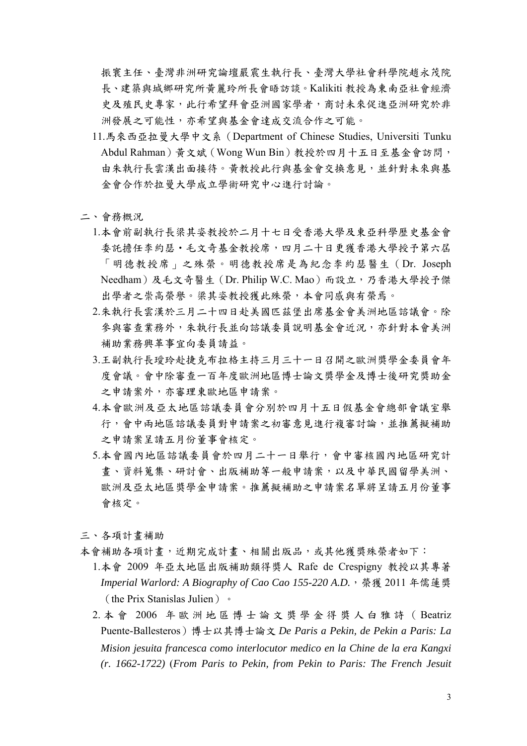振寰主任、臺灣非洲研究論壇嚴震生執行長、臺灣大學社會科學院趙永茂院長、建築與城鄉研究所黃麗玲所長會晤訪談。Kalikiti 教授為東南亞社會經濟史及殖民史專家，此行希望拜會亞洲國家學者，商討未來促進亞洲研究於非洲發展之可能性，亦希望與基金會達成交流合作之可能。

11. 馬來西亞拉曼大學中文系（Department of Chinese Studies, Universiti Tunku Abdul Rahman）黃文斌（Wong Wun Bin）教授於四月十五日至基金會訪問，由朱執行長雲漢出面接待。黃教授此行與基金會交換意見，並針對未來與基金會合作於拉曼大學成立學術研究中心進行討論。

## 二、會務概況

1. 本會前副執行長梁其姿教授於二月十七日受香港大學及東亞科學歷史基金會委託擔任李約瑟・毛文奇基金教授席，四月二十日更獲香港大學授予第六屆「明德教授席」之殊榮。明德教授席是為紀念李約瑟醫生（Dr. Joseph Needham）及毛文奇醫生（Dr. Philip W.C. Mao）而設立，乃香港大學授予傑出學者之崇高榮譽。梁其姿教授獲此殊榮，本會同感與有榮焉。
2. 朱執行長雲漢於三月二十四日赴美國匹茲堡出席基金會美洲地區諮議會。除參與審查業務外，朱執行長並向諮議委員說明基金會近況，亦針對本會美洲補助業務興革事宜向委員請益。
3. 王副執行長瓊玲赴捷克布拉格主持三月三十一日召開之歐洲獎學金委員會年度會議。會中除審查一百年度歐洲地區博士論文獎學金及博士後研究獎助金之申請案外，亦審理東歐地區申請案。
4. 本會歐洲及亞太地區諮議委員會分別於四月十五日假基金會總部會議室舉行，會中兩地區諮議委員對申請案之初審意見進行複審討論，並推薦擬補助之申請案呈請五月份董事會核定。
5. 本會國內地區諮議委員會於四月二十一日舉行，會中審核國內地區研究計畫、資料蒐集、研討會、出版補助等一般申請案，以及中華民國留學美洲、歐洲及亞太地區獎學金申請案。推薦擬補助之申請案名單將呈請五月份董事會核定。

## 三、各項計畫補助

本會補助各項計畫，近期完成計畫、相關出版品，或其他獲獎殊榮者如下：

1. 本會 2009 年亞太地區出版補助類得獎人 Rafe de Crespigny 教授以其專著 *Imperial Warlord: A Biography of Cao Cao 155-220 A.D.*，榮獲 2011 年儒蓮獎（the Prix Stanislas Julien）。
2. 本會 2006 年歐洲地區博士論文獎學金得獎人白雅詩（Beatriz Puente-Ballesteros）博士以其博士論文 *De Paris a Pekin, de Pekin a Paris: La Mision jesuita francesca como interlocutor medico en la Chine de la era Kangxi (r. 1662-1722)* (*From Paris to Pekin, from Pekin to Paris: The French Jesuit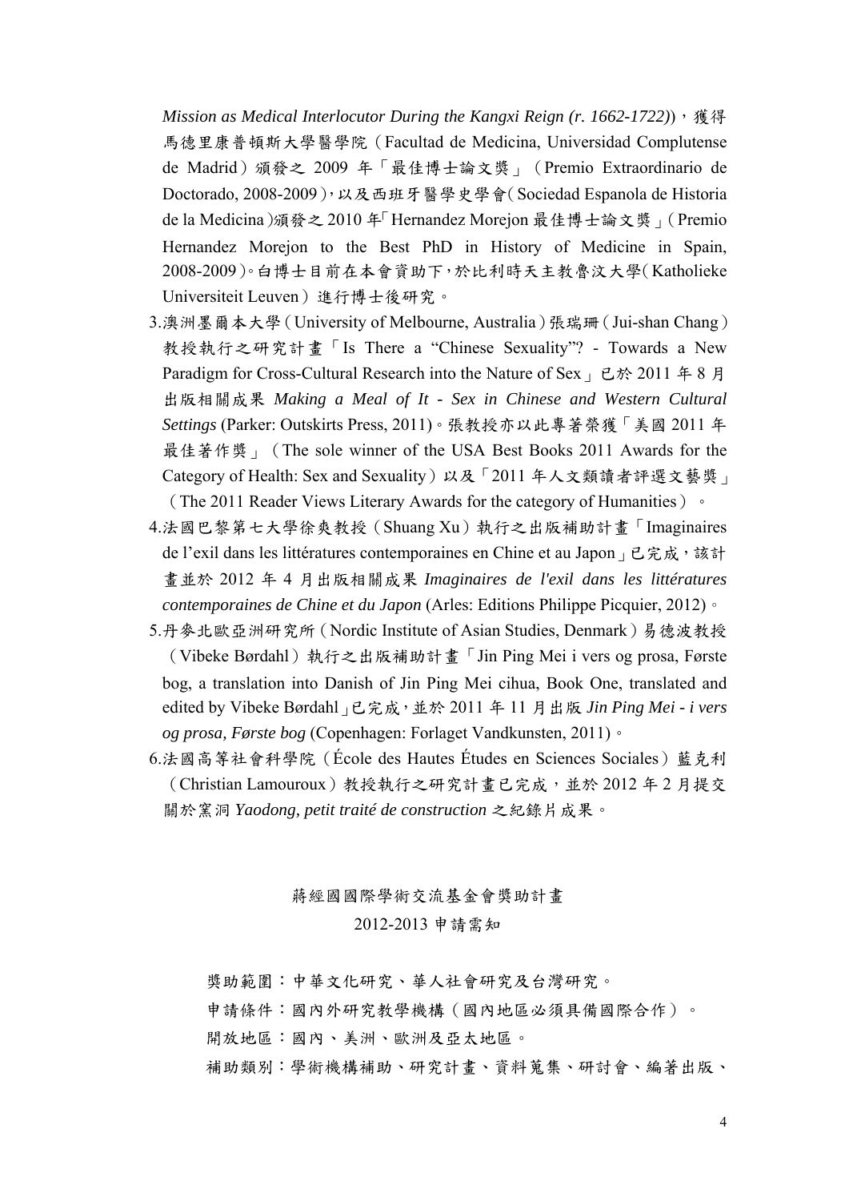*Mission as Medical Interlocutor During the Kangxi Reign (r. 1662-1722)*)，獲得馬德里康普頓斯大學醫學院（Facultad de Medicina, Universidad Complutense de Madrid）頒發之 2009 年「最佳博士論文獎」（Premio Extraordinario de Doctorado, 2008-2009），以及西班牙醫學史學會（Sociedad Espanola de Historia de la Medicina）頒發之 2010 年「Hernandez Morejon 最佳博士論文獎」（Premio Hernandez Morejon to the Best PhD in History of Medicine in Spain, 2008-2009）。白博士目前在本會資助下，於比利時天主教魯汶大學（Katholieke Universiteit Leuven）進行博士後研究。

3.澳洲墨爾本大學（University of Melbourne, Australia）張瑞珊（Jui-shan Chang）教授執行之研究計畫「Is There a "Chinese Sexuality"? - Towards a New Paradigm for Cross-Cultural Research into the Nature of Sex」已於 2011 年 8 月出版相關成果 *Making a Meal of It - Sex in Chinese and Western Cultural Settings* (Parker: Outskirts Press, 2011)。張教授亦以此專著榮獲「美國 2011 年最佳著作獎」（The sole winner of the USA Best Books 2011 Awards for the Category of Health: Sex and Sexuality）以及「2011 年人文類讀者評選文藝獎」（The 2011 Reader Views Literary Awards for the category of Humanities）。

4.法國巴黎第七大學徐爽教授（Shuang Xu）執行之出版補助計畫「Imaginaires de l'exil dans les littératures contemporaines en Chine et au Japon」已完成，該計畫並於 2012 年 4 月出版相關成果 *Imaginaires de l'exil dans les littératures contemporaines de Chine et du Japon* (Arles: Editions Philippe Picquier, 2012)。

5.丹麥北歐亞洲研究所（Nordic Institute of Asian Studies, Denmark）易德波教授（Vibeke Børdahl）執行之出版補助計畫「Jin Ping Mei i vers og prosa, Første bog, a translation into Danish of Jin Ping Mei cihua, Book One, translated and edited by Vibeke Børdahl」已完成，並於 2011 年 11 月出版 *Jin Ping Mei - i vers og prosa, Første bog* (Copenhagen: Forlaget Vandkunsten, 2011)。

6.法國高等社會科學院（École des Hautes Études en Sciences Sociales）藍克利（Christian Lamouroux）教授執行之研究計畫已完成，並於 2012 年 2 月提交關於窯洞 *Yaodong, petit traité de construction* 之紀錄片成果。

## 蔣經國國際學術交流基金會獎助計畫
## 2012-2013 申請需知

獎助範圍：中華文化研究、華人社會研究及台灣研究。

申請條件：國內外研究教學機構（國內地區必須具備國際合作）。

開放地區：國內、美洲、歐洲及亞太地區。

補助類別：學術機構補助、研究計畫、資料蒐集、研討會、編著出版、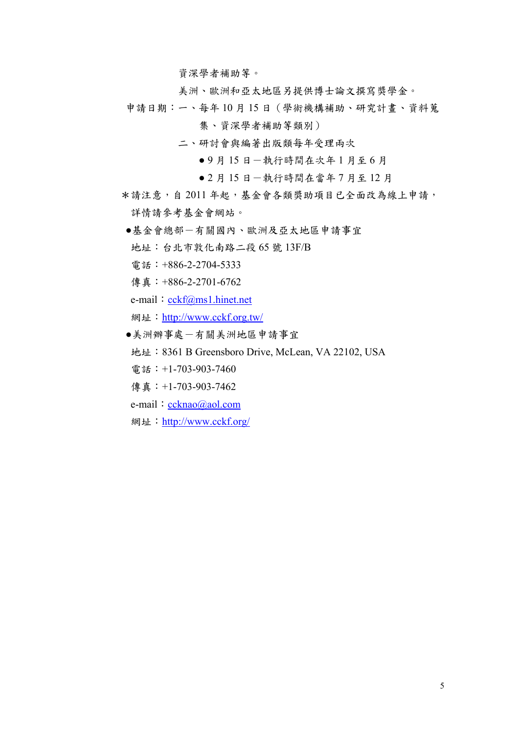資深學者補助等。

美洲、歐洲和亞太地區另提供博士論文撰寫獎學金。

申請日期：一、每年 10 月 15 日（學術機構補助、研究計畫、資料蒐集、資深學者補助等類別）

二、研討會與編著出版類每年受理兩次

- 9 月 15 日－執行時間在次年 1 月至 6 月
- 2 月 15 日－執行時間在當年 7 月至 12 月

＊請注意，自 2011 年起，基金會各類獎助項目已全面改為線上申請，詳情請參考基金會網站。

●基金會總部－有關國內、歐洲及亞太地區申請事宜

地址：台北市敦化南路二段 65 號 13F/B

電話：+886-2-2704-5333

傳真：+886-2-2701-6762

e-mail：cckf@ms1.hinet.net

網址：http://www.cckf.org.tw/

●美洲辦事處－有關美洲地區申請事宜

地址：8361 B Greensboro Drive, McLean, VA 22102, USA

電話：+1-703-903-7460

傳真：+1-703-903-7462

e-mail：ccknao@aol.com

網址：http://www.cckf.org/